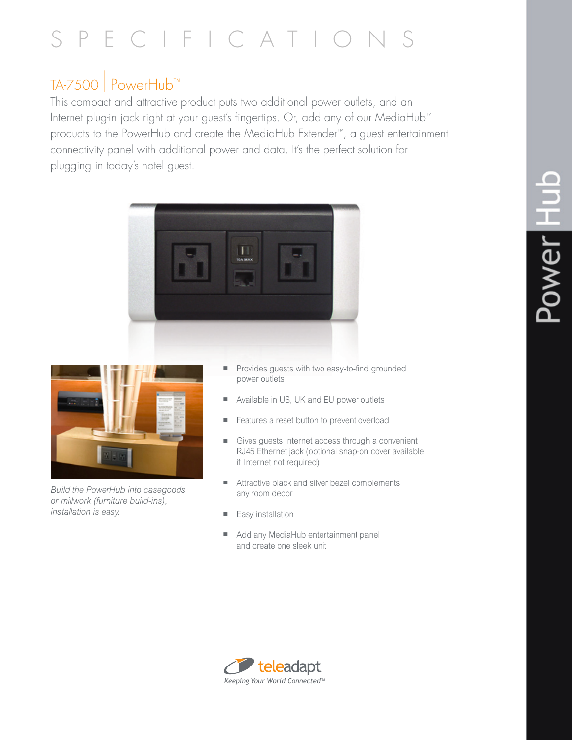# SPECIFICATIONS

## TA-7500 | PowerHub™

This compact and attractive product puts two additional power outlets, and an Internet plug-in jack right at your guest's fingertips. Or, add any of our MediaHub™ products to the PowerHub and create the MediaHub Extender™, a guest entertainment connectivity panel with additional power and data. It's the perfect solution for plugging in today's hotel guest.

*Build the PowerHub into casegoods or millwork (furniture build-ins), installation is easy.*

- Provides guests with two easy-to-find grounded power outlets
- Available in US, UK and EU power outlets
- Features a reset button to prevent overload
- Gives guests Internet access through a convenient RJ45 Ethernet jack (optional snap-on cover available if Internet not required)
- Attractive black and silver bezel complements any room decor
- Easy installation
- Add any MediaHub entertainment panel and create one sleek unit

Power Hub

teleadapt
*Keeping Your World Connected™*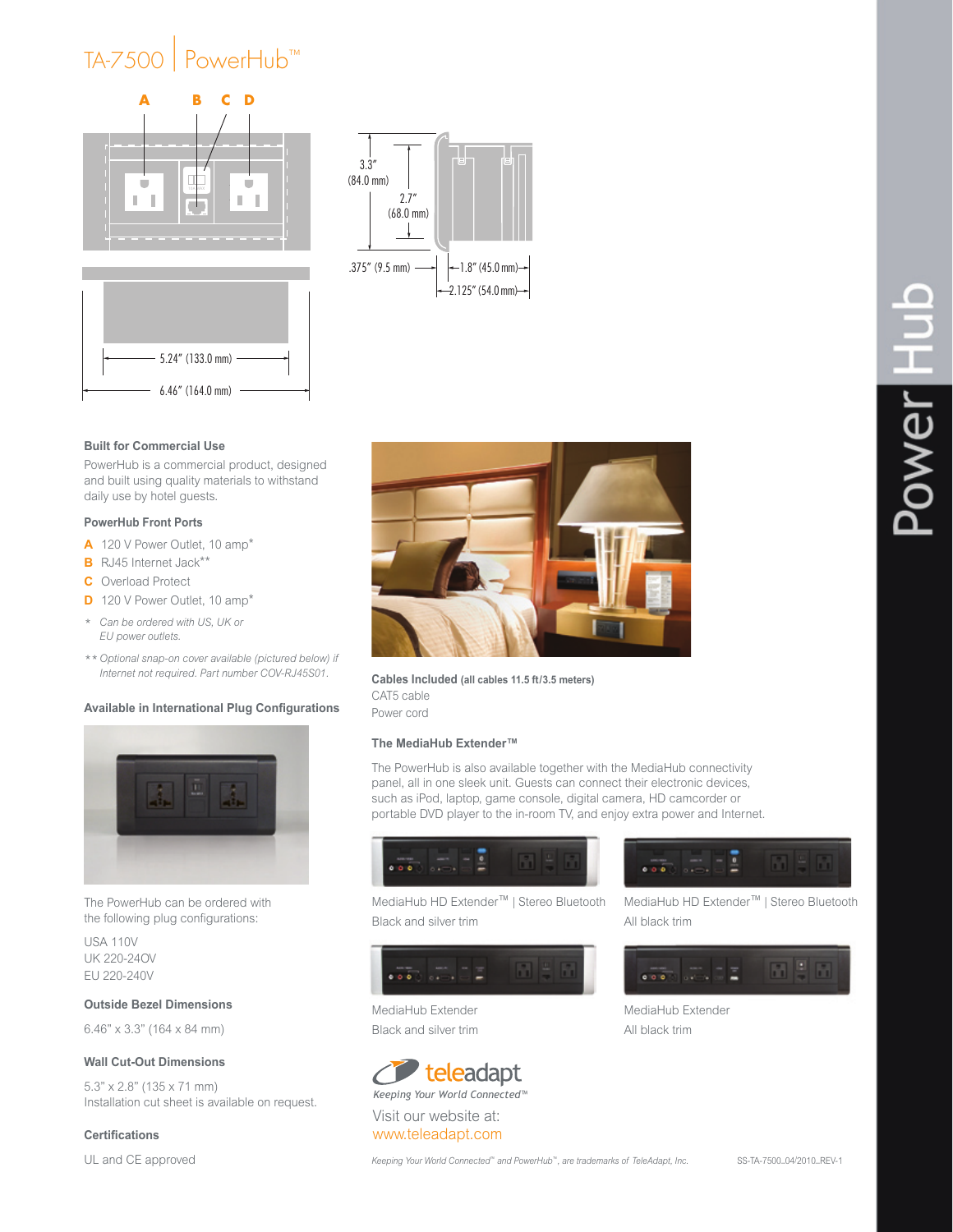# TA-7500 | PowerHub™

A B C D

3.3" (84.0 mm)
2.7" (68.0 mm)
.375" (9.5 mm)
1.8" (45.0 mm)
2.125" (54.0 mm)
5.24" (133.0 mm)
6.46" (164.0 mm)

### Built for Commercial Use

PowerHub is a commercial product, designed and built using quality materials to withstand daily use by hotel guests.

### PowerHub Front Ports

- **A** 120 V Power Outlet, 10 amp*
- **B** RJ45 Internet Jack**
- **C** Overload Protect
- **D** 120 V Power Outlet, 10 amp*

*\* Can be ordered with US, UK or EU power outlets.*

*\*\* Optional snap-on cover available (pictured below) if Internet not required. Part number COV-RJ45S01.*

### Available in International Plug Configurations

The PowerHub can be ordered with the following plug configurations:

USA 110V
UK 220-240V
EU 220-240V

### Outside Bezel Dimensions

6.46" x 3.3" (164 x 84 mm)

### Wall Cut-Out Dimensions

5.3" x 2.8" (135 x 71 mm)
Installation cut sheet is available on request.

### Certifications

UL and CE approved

### Cables Included (all cables 11.5 ft/3.5 meters)

CAT5 cable
Power cord

### The MediaHub Extender™

The PowerHub is also available together with the MediaHub connectivity panel, all in one sleek unit. Guests can connect their electronic devices, such as iPod, laptop, game console, digital camera, HD camcorder or portable DVD player to the in-room TV, and enjoy extra power and Internet.

MediaHub HD Extender™ | Stereo Bluetooth
Black and silver trim

MediaHub HD Extender™ | Stereo Bluetooth
All black trim

MediaHub Extender
Black and silver trim

MediaHub Extender
All black trim

teleadapt
Keeping Your World Connected™

Visit our website at:
www.teleadapt.com

*Keeping Your World Connected™ and PowerHub™, are trademarks of TeleAdapt, Inc.*

SS-TA-7500_04/2010_REV-1

Power Hub